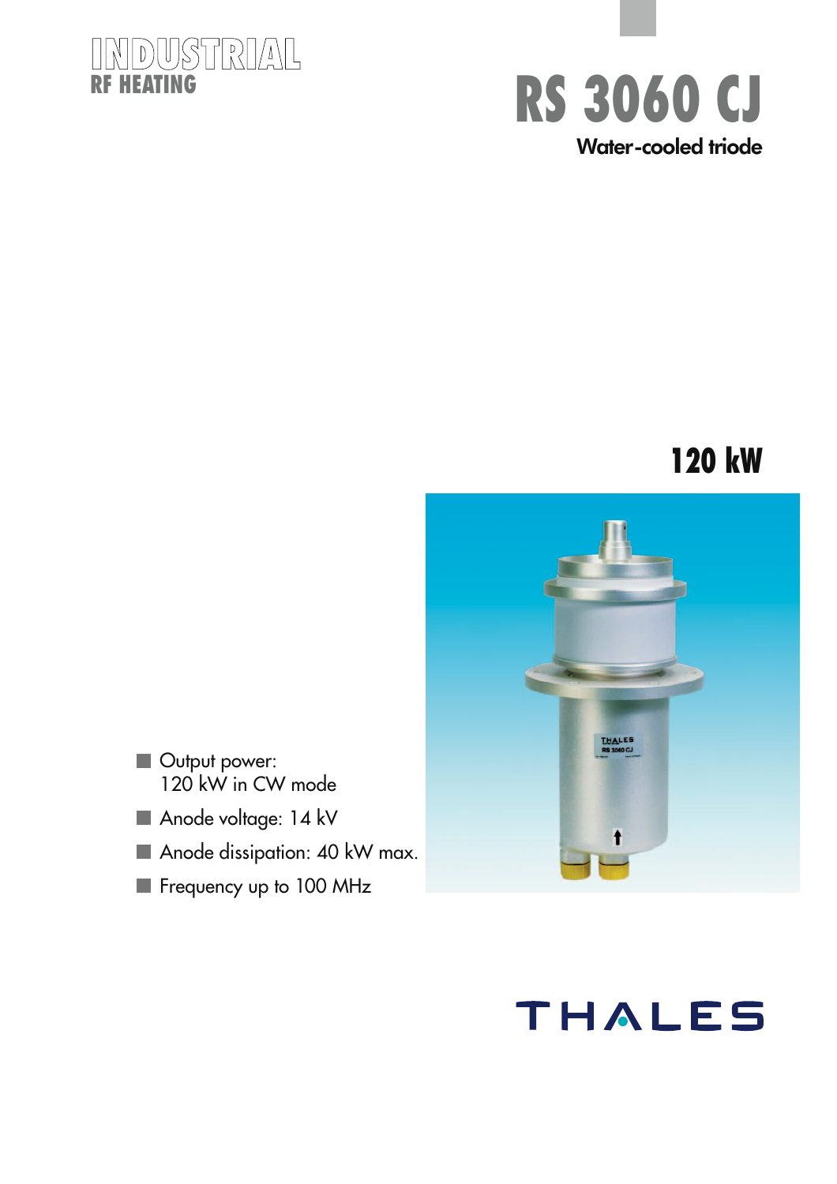INDUSTRIAL
RF HEATING

# RS 3060 CJ

**Water-cooled triode**

## 120 kW

- Output power: 120 kW in CW mode
- Anode voltage: 14 kV
- Anode dissipation: 40 kW max.
- Frequency up to 100 MHz

THALES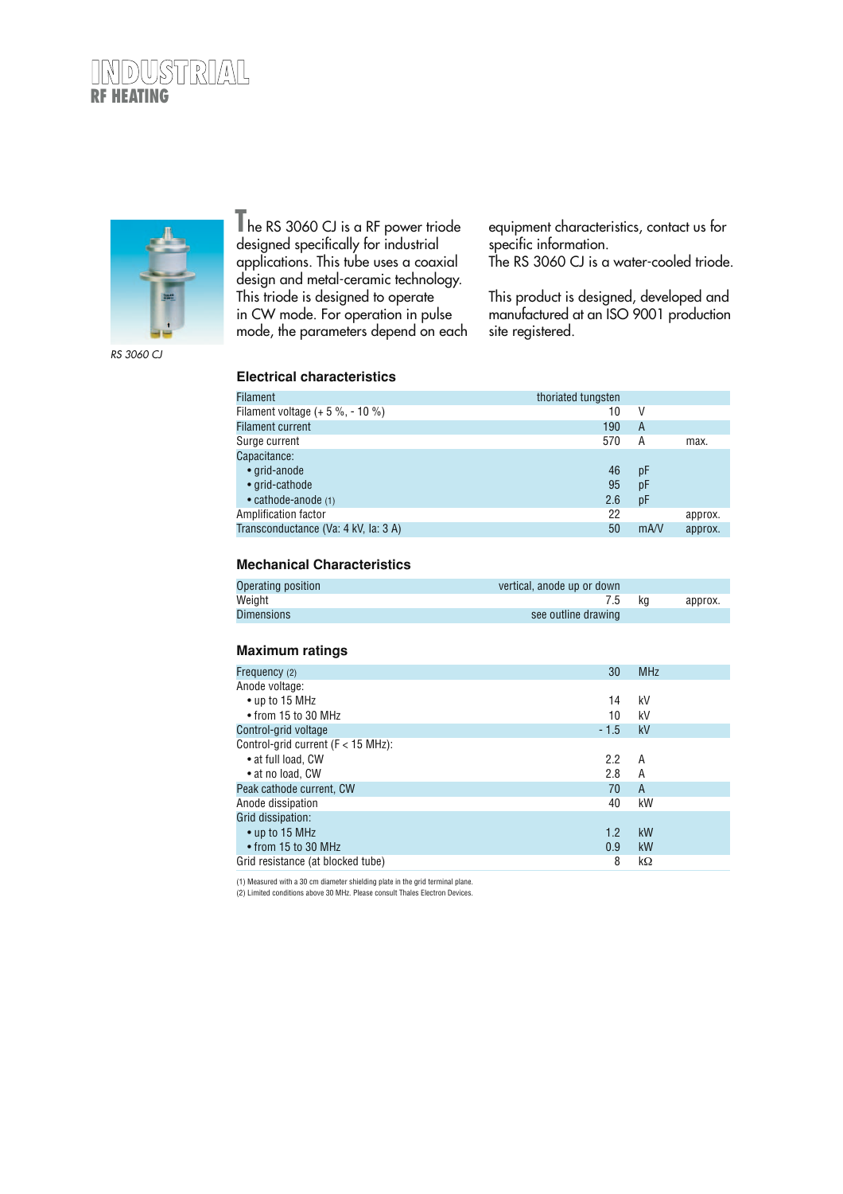# INDUSTRIAL
## RF HEATING

RS 3060 CJ

The RS 3060 CJ is a RF power triode designed specifically for industrial applications. This tube uses a coaxial design and metal-ceramic technology. This triode is designed to operate in CW mode. For operation in pulse mode, the parameters depend on each equipment characteristics, contact us for specific information.
The RS 3060 CJ is a water-cooled triode.

This product is designed, developed and manufactured at an ISO 9001 production site registered.

### Electrical characteristics

| | | | |
|---|---|---|---|
| Filament | thoriated tungsten | | |
| Filament voltage (+ 5 %, - 10 %) | 10 | V | |
| Filament current | 190 | A | |
| Surge current | 570 | A | max. |
| Capacitance: | | | |
| • grid-anode | 46 | pF | |
| • grid-cathode | 95 | pF | |
| • cathode-anode (1) | 2.6 | pF | |
| Amplification factor | 22 | | approx. |
| Transconductance (Va: 4 kV, Ia: 3 A) | 50 | mA/V | approx. |

### Mechanical Characteristics

| | | | |
|---|---|---|---|
| Operating position | vertical, anode up or down | | |
| Weight | 7.5 | kg | approx. |
| Dimensions | see outline drawing | | |

### Maximum ratings

| | | |
|---|---|---|
| Frequency (2) | 30 | MHz |
| Anode voltage: | | |
| • up to 15 MHz | 14 | kV |
| • from 15 to 30 MHz | 10 | kV |
| Control-grid voltage | - 1.5 | kV |
| Control-grid current (F < 15 MHz): | | |
| • at full load, CW | 2.2 | A |
| • at no load, CW | 2.8 | A |
| Peak cathode current, CW | 70 | A |
| Anode dissipation | 40 | kW |
| Grid dissipation: | | |
| • up to 15 MHz | 1.2 | kW |
| • from 15 to 30 MHz | 0.9 | kW |
| Grid resistance (at blocked tube) | 8 | kΩ |

(1) Measured with a 30 cm diameter shielding plate in the grid terminal plane.
(2) Limited conditions above 30 MHz. Please consult Thales Electron Devices.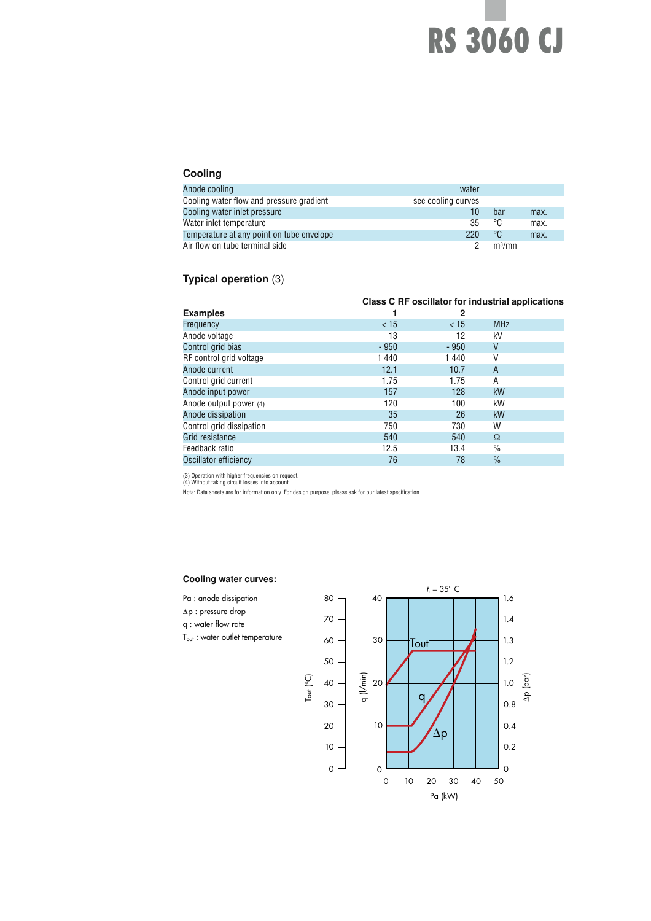# RS 3060 CJ

## Cooling

| | | | |
|---|---|---|---|
| Anode cooling | water | | |
| Cooling water flow and pressure gradient | see cooling curves | | |
| Cooling water inlet pressure | 10 | bar | max. |
| Water inlet temperature | 35 | °C | max. |
| Temperature at any point on tube envelope | 220 | °C | max. |
| Air flow on tube terminal side | 2 | m³/mn | |

## Typical operation (3)

| | Class C RF oscillator for industrial applications | | |
|---|---|---|---|
| **Examples** | **1** | **2** | |
| Frequency | < 15 | < 15 | MHz |
| Anode voltage | 13 | 12 | kV |
| Control grid bias | - 950 | - 950 | V |
| RF control grid voltage | 1 440 | 1 440 | V |
| Anode current | 12.1 | 10.7 | A |
| Control grid current | 1.75 | 1.75 | A |
| Anode input power | 157 | 128 | kW |
| Anode output power (4) | 120 | 100 | kW |
| Anode dissipation | 35 | 26 | kW |
| Control grid dissipation | 750 | 730 | W |
| Grid resistance | 540 | 540 | Ω |
| Feedback ratio | 12.5 | 13.4 | % |
| Oscillator efficiency | 76 | 78 | % |

(3) Operation with higher frequencies on request.
(4) Without taking circuit losses into account.

Nota: Data sheets are for information only. For design purpose, please ask for our latest specification.

### Cooling water curves:

Pa : anode dissipation
Δp : pressure drop
q : water flow rate
$T_{out}$ : water outlet temperature

$t_i$ = 35° C

Tout, q, Δp

$T_{out}$ (°C): 0, 10, 20, 30, 40, 50, 60, 70, 80
q (l/min): 0, 10, 20, 30, 40
Δp (bar): 0, 0.2, 0.4, 0.8, 1.0, 1.2, 1.3, 1.4, 1.6
Pa (kW): 0, 10, 20, 30, 40, 50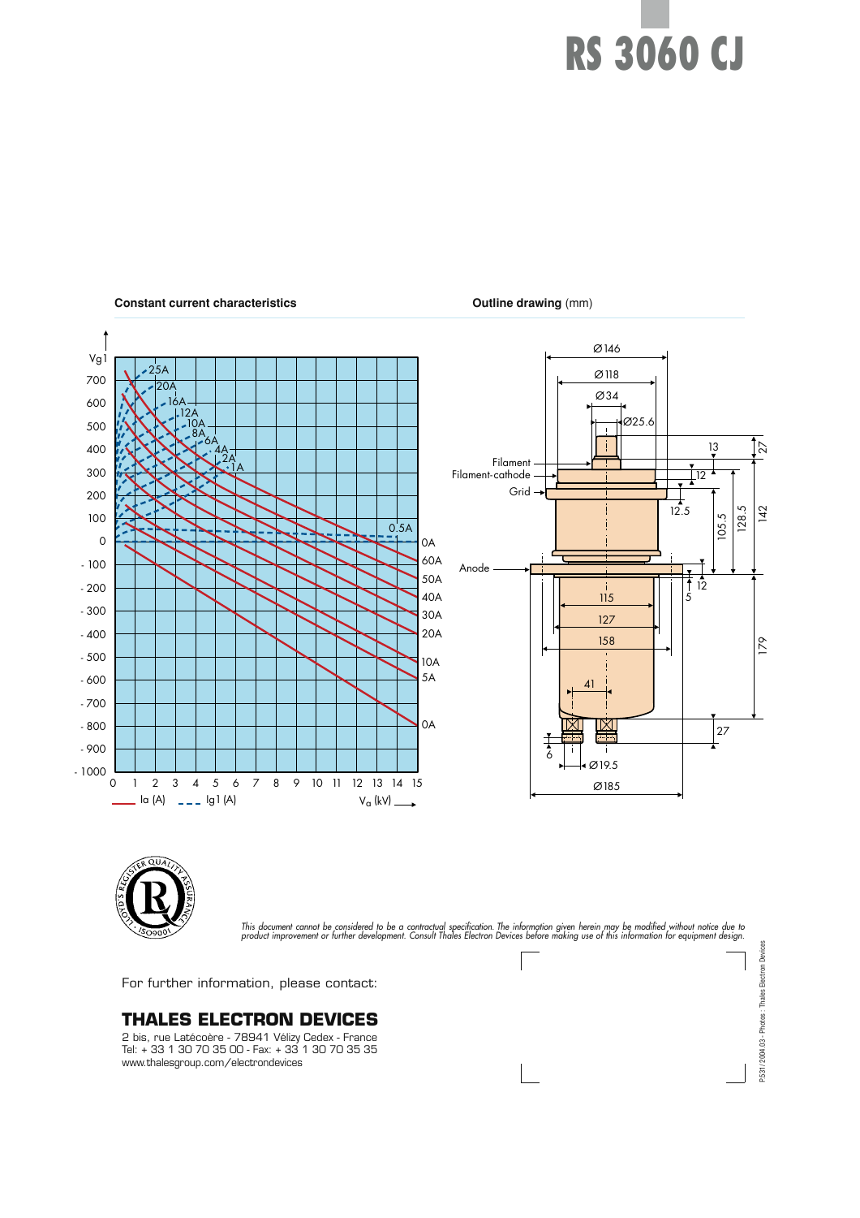# RS 3060 CJ

**Constant current characteristics**

Vg1

700
600
500
400
300
200
100
0
- 100
- 200
- 300
- 400
- 500
- 600
- 700
- 800
- 900
- 1000

25A
20A
16A
12A
10A
8A
6A
4A
2A
1A
0.5A

0A
60A
50A
40A
30A
20A
10A
5A
0A

0 1 2 3 4 5 6 7 8 9 10 11 12 13 14 15

Ia (A) Ig1 (A) Va (kV)

**Outline drawing** (mm)

Ø146
Ø118
Ø34
Ø25.6
Filament
Filament-cathode
Grid
Anode
13
27
12
12.5
105.5
128.5
142
12
5
115
127
158
179
41
27
6
Ø19.5
Ø185

*This document cannot be considered to be a contractual specification. The information given herein may be modified without notice due to product improvement or further development. Consult Thales Electron Devices before making use of this information for equipment design.*

For further information, please contact:

**THALES ELECTRON DEVICES**

2 bis, rue Latécoère - 78941 Vélizy Cedex - France
Tel: + 33 1 30 70 35 00 - Fax: + 33 1 30 70 35 35
www.thalesgroup.com/electrondevices

P531/2004.03 - Photos : Thales Electron Devices